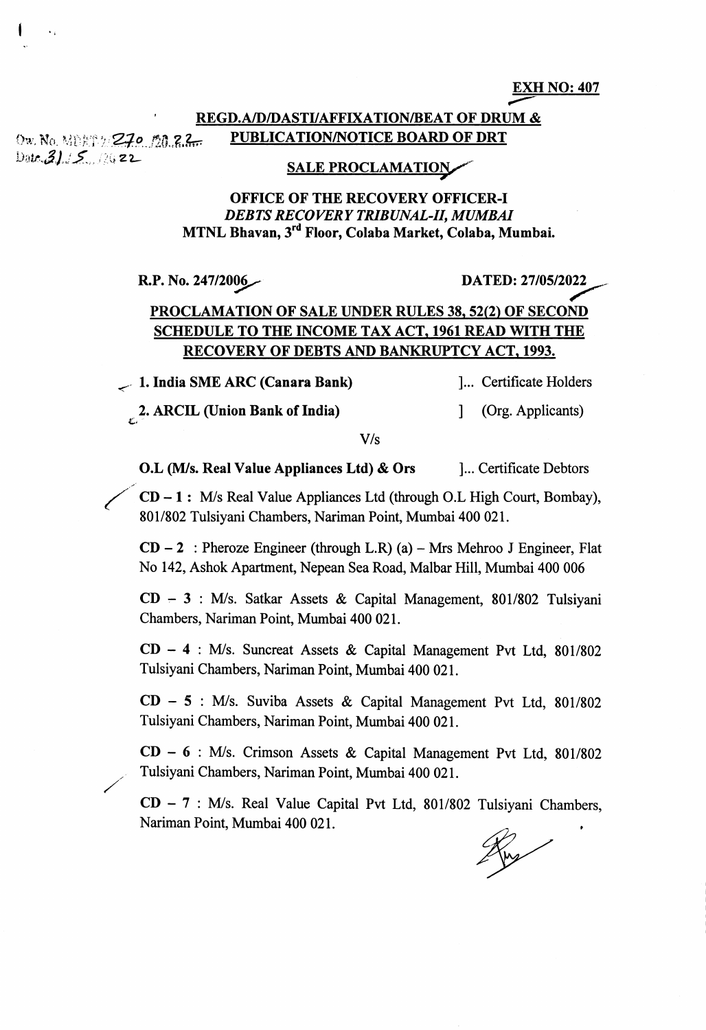**EXH NO: 407**

Ow. No. MDRT 270 /2022
Date 31/5/2022

**REGD.A/D/DASTI/AFFIXATION/BEAT OF DRUM & PUBLICATION/NOTICE BOARD OF DRT**

**SALE PROCLAMATION**

**OFFICE OF THE RECOVERY OFFICER-I**
***DEBTS RECOVERY TRIBUNAL-II, MUMBAI***
**MTNL Bhavan, 3rd Floor, Colaba Market, Colaba, Mumbai.**

**R.P. No. 247/2006** **DATED: 27/05/2022**

**PROCLAMATION OF SALE UNDER RULES 38, 52(2) OF SECOND SCHEDULE TO THE INCOME TAX ACT, 1961 READ WITH THE RECOVERY OF DEBTS AND BANKRUPTCY ACT, 1993.**

**1. India SME ARC (Canara Bank)** ]... Certificate Holders

**2. ARCIL (Union Bank of India)** ] (Org. Applicants)

V/s

**O.L (M/s. Real Value Appliances Ltd) & Ors** ]... Certificate Debtors

**CD – 1 :** M/s Real Value Appliances Ltd (through O.L High Court, Bombay), 801/802 Tulsiyani Chambers, Nariman Point, Mumbai 400 021.

**CD – 2** : Pheroze Engineer (through L.R) (a) – Mrs Mehroo J Engineer, Flat No 142, Ashok Apartment, Nepean Sea Road, Malbar Hill, Mumbai 400 006

**CD – 3** : M/s. Satkar Assets & Capital Management, 801/802 Tulsiyani Chambers, Nariman Point, Mumbai 400 021.

**CD – 4** : M/s. Suncreat Assets & Capital Management Pvt Ltd, 801/802 Tulsiyani Chambers, Nariman Point, Mumbai 400 021.

**CD – 5** : M/s. Suviba Assets & Capital Management Pvt Ltd, 801/802 Tulsiyani Chambers, Nariman Point, Mumbai 400 021.

**CD – 6** : M/s. Crimson Assets & Capital Management Pvt Ltd, 801/802 Tulsiyani Chambers, Nariman Point, Mumbai 400 021.

**CD – 7** : M/s. Real Value Capital Pvt Ltd, 801/802 Tulsiyani Chambers, Nariman Point, Mumbai 400 021.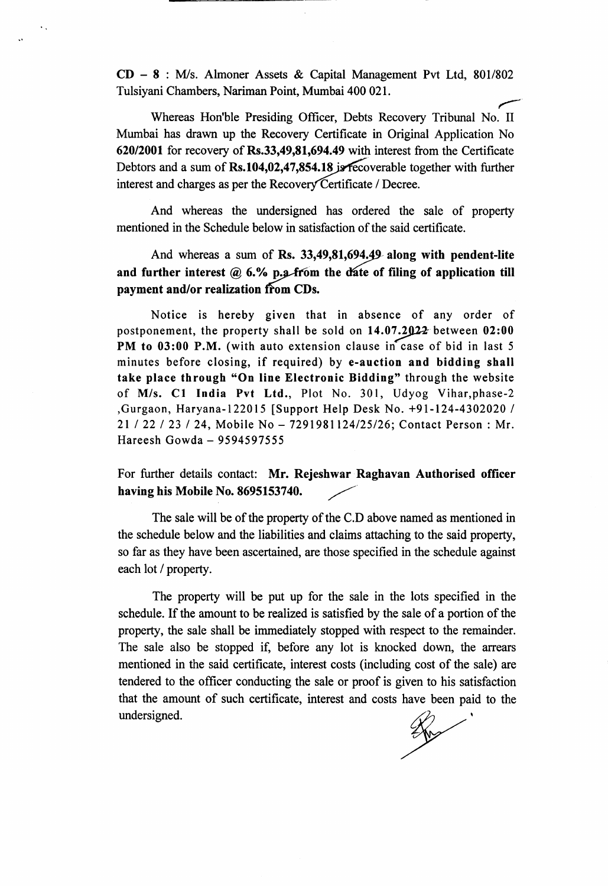**CD – 8** : M/s. Almoner Assets & Capital Management Pvt Ltd, 801/802 Tulsiyani Chambers, Nariman Point, Mumbai 400 021.

Whereas Hon'ble Presiding Officer, Debts Recovery Tribunal No. II Mumbai has drawn up the Recovery Certificate in Original Application No **620/2001** for recovery of **Rs.33,49,81,694.49** with interest from the Certificate Debtors and a sum of **Rs.104,02,47,854.18** is recoverable together with further interest and charges as per the Recovery Certificate / Decree.

And whereas the undersigned has ordered the sale of property mentioned in the Schedule below in satisfaction of the said certificate.

And whereas a sum of **Rs. 33,49,81,694.49 along with pendent-lite and further interest @ 6.% p.a from the date of filing of application till payment and/or realization from CDs.**

Notice is hereby given that in absence of any order of postponement, the property shall be sold on **14.07.2022** between **02:00 PM to 03:00 P.M.** (with auto extension clause in case of bid in last 5 minutes before closing, if required) by **e-auction and bidding shall take place through "On line Electronic Bidding"** through the website of **M/s. C1 India Pvt Ltd.**, Plot No. 301, Udyog Vihar,phase-2 ,Gurgaon, Haryana-122015 [Support Help Desk No. +91-124-4302020 / 21 / 22 / 23 / 24, Mobile No – 7291981124/25/26; Contact Person : Mr. Hareesh Gowda – 9594597555

For further details contact: **Mr. Rejeshwar Raghavan Authorised officer having his Mobile No. 8695153740.**

The sale will be of the property of the C.D above named as mentioned in the schedule below and the liabilities and claims attaching to the said property, so far as they have been ascertained, are those specified in the schedule against each lot / property.

The property will be put up for the sale in the lots specified in the schedule. If the amount to be realized is satisfied by the sale of a portion of the property, the sale shall be immediately stopped with respect to the remainder. The sale also be stopped if, before any lot is knocked down, the arrears mentioned in the said certificate, interest costs (including cost of the sale) are tendered to the officer conducting the sale or proof is given to his satisfaction that the amount of such certificate, interest and costs have been paid to the undersigned.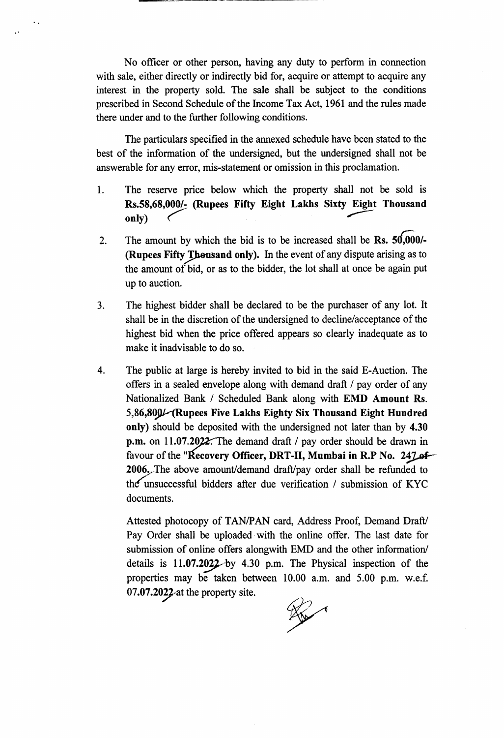No officer or other person, having any duty to perform in connection with sale, either directly or indirectly bid for, acquire or attempt to acquire any interest in the property sold. The sale shall be subject to the conditions prescribed in Second Schedule of the Income Tax Act, 1961 and the rules made there under and to the further following conditions.

The particulars specified in the annexed schedule have been stated to the best of the information of the undersigned, but the undersigned shall not be answerable for any error, mis-statement or omission in this proclamation.

1. The reserve price below which the property shall not be sold is **Rs.58,68,000/- (Rupees Fifty Eight Lakhs Sixty Eight Thousand only)**

2. The amount by which the bid is to be increased shall be **Rs. 50,000/- (Rupees Fifty Thousand only).** In the event of any dispute arising as to the amount of bid, or as to the bidder, the lot shall at once be again put up to auction.

3. The highest bidder shall be declared to be the purchaser of any lot. It shall be in the discretion of the undersigned to decline/acceptance of the highest bid when the price offered appears so clearly inadequate as to make it inadvisable to do so.

4. The public at large is hereby invited to bid in the said E-Auction. The offers in a sealed envelope along with demand draft / pay order of any Nationalized Bank / Scheduled Bank along with **EMD Amount** Rs. 5,**86,800/- (Rupees Five Lakhs Eighty Six Thousand Eight Hundred only)** should be deposited with the undersigned not later than by **4.30 p.m.** on 11.**07.2022**. The demand draft / pay order should be drawn in favour of the "**Recovery Officer, DRT-II, Mumbai in R.P No. 247 of 2006.** The above amount/demand draft/pay order shall be refunded to the unsuccessful bidders after due verification / submission of KYC documents.

   Attested photocopy of TAN/PAN card, Address Proof, Demand Draft/ Pay Order shall be uploaded with the online offer. The last date for submission of online offers alongwith EMD and the other information/ details is 11.**07.2022** by 4.30 p.m. The Physical inspection of the properties may be taken between 10.00 a.m. and 5.00 p.m. w.e.f. 07.**07.2022** at the property site.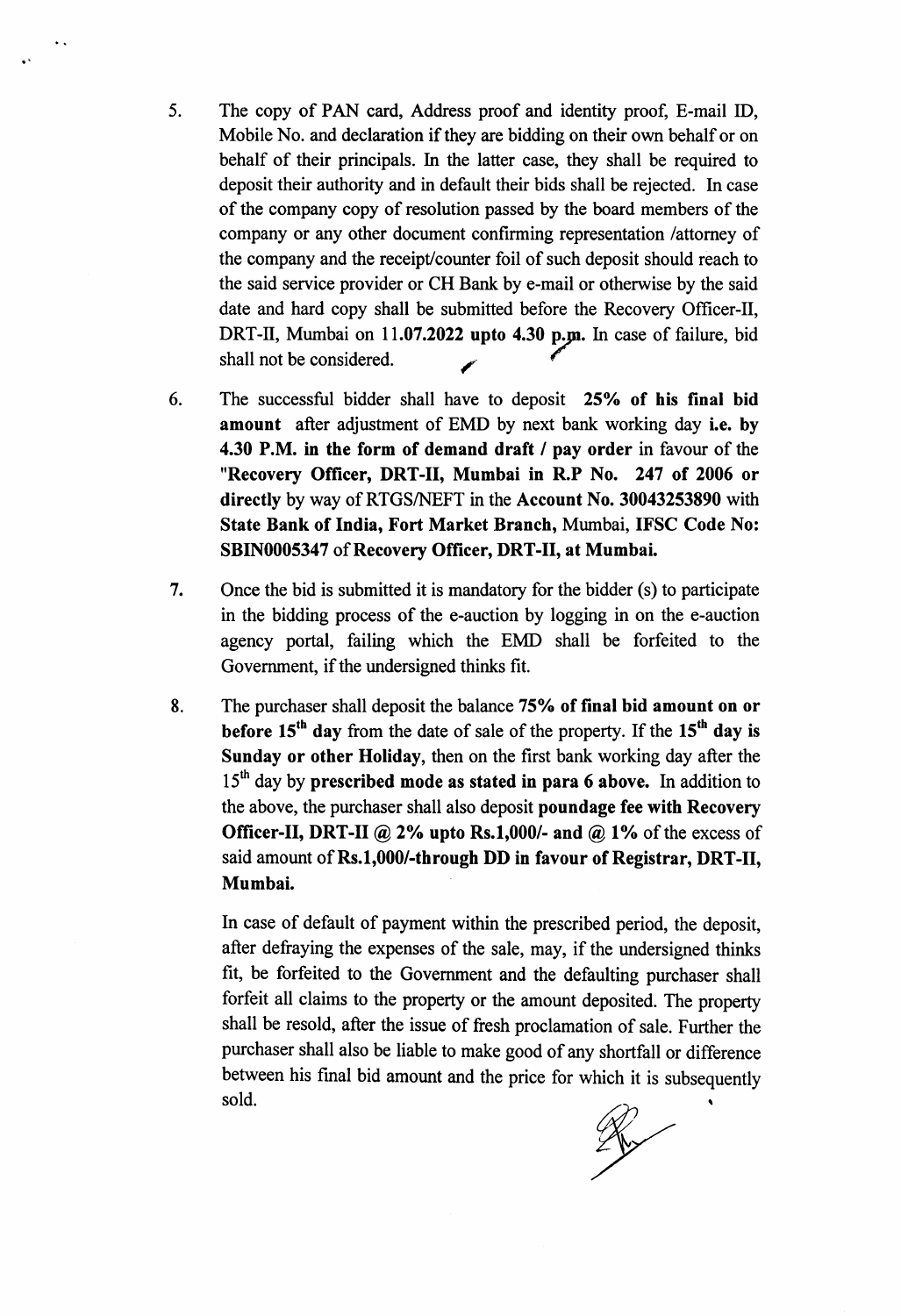5. The copy of PAN card, Address proof and identity proof, E-mail ID, Mobile No. and declaration if they are bidding on their own behalf or on behalf of their principals. In the latter case, they shall be required to deposit their authority and in default their bids shall be rejected. In case of the company copy of resolution passed by the board members of the company or any other document confirming representation /attorney of the company and the receipt/counter foil of such deposit should reach to the said service provider or CH Bank by e-mail or otherwise by the said date and hard copy shall be submitted before the Recovery Officer-II, DRT-II, Mumbai on 11.**07.2022 upto 4.30 p.m.** In case of failure, bid shall not be considered.

6. The successful bidder shall have to deposit **25% of his final bid amount** after adjustment of EMD by next bank working day **i.e. by 4.30 P.M. in the form of demand draft / pay order** in favour of the **"Recovery Officer, DRT-II, Mumbai in R.P No. 247 of 2006 or directly** by way of RTGS/NEFT in the **Account No. 30043253890** with **State Bank of India, Fort Market Branch,** Mumbai, **IFSC Code No: SBIN0005347** of **Recovery Officer, DRT-II, at Mumbai.**

7. Once the bid is submitted it is mandatory for the bidder (s) to participate in the bidding process of the e-auction by logging in on the e-auction agency portal, failing which the EMD shall be forfeited to the Government, if the undersigned thinks fit.

8. The purchaser shall deposit the balance **75% of final bid amount on or before 15th day** from the date of sale of the property. If the **15th day is Sunday or other Holiday**, then on the first bank working day after the 15th day by **prescribed mode as stated in para 6 above.** In addition to the above, the purchaser shall also deposit **poundage fee with Recovery Officer-II, DRT-II @ 2% upto Rs.1,000/- and @ 1%** of the excess of said amount of **Rs.1,000/-through DD in favour of Registrar, DRT-II, Mumbai.**

   In case of default of payment within the prescribed period, the deposit, after defraying the expenses of the sale, may, if the undersigned thinks fit, be forfeited to the Government and the defaulting purchaser shall forfeit all claims to the property or the amount deposited. The property shall be resold, after the issue of fresh proclamation of sale. Further the purchaser shall also be liable to make good of any shortfall or difference between his final bid amount and the price for which it is subsequently sold.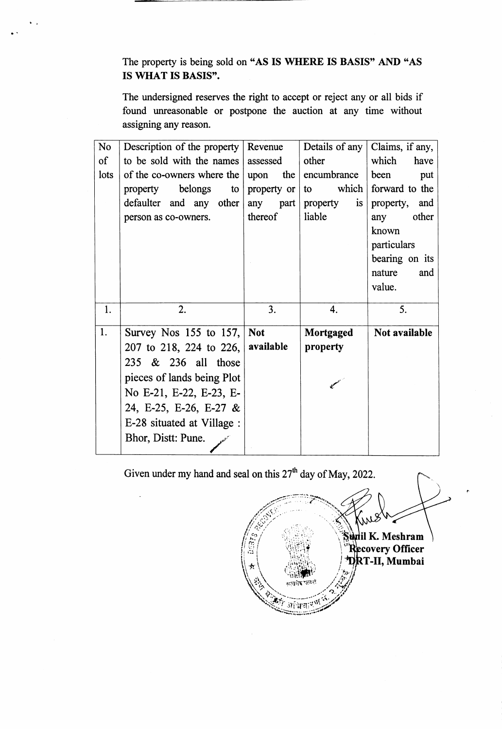The property is being sold on **"AS IS WHERE IS BASIS" AND "AS IS WHAT IS BASIS".**

The undersigned reserves the right to accept or reject any or all bids if found unreasonable or postpone the auction at any time without assigning any reason.

| No of lots | Description of the property to be sold with the names of the co-owners where the property belongs to defaulter and any other person as co-owners. | Revenue assessed upon the property or any part thereof | Details of any other encumbrance to which property is liable | Claims, if any, which have been put forward to the property, and any other known particulars bearing on its nature and value. |
|---|---|---|---|---|
| 1. | 2. | 3. | 4. | 5. |
| 1. | Survey Nos 155 to 157, 207 to 218, 224 to 226, 235 & 236 all those pieces of lands being Plot No E-21, E-22, E-23, E-24, E-25, E-26, E-27 & E-28 situated at Village : Bhor, Distt: Pune. | **Not available** | **Mortgaged property** | **Not available** |

Given under my hand and seal on this 27th day of May, 2022.

**Sunil K. Meshram**
**Recovery Officer**
**DRT-II, Mumbai**